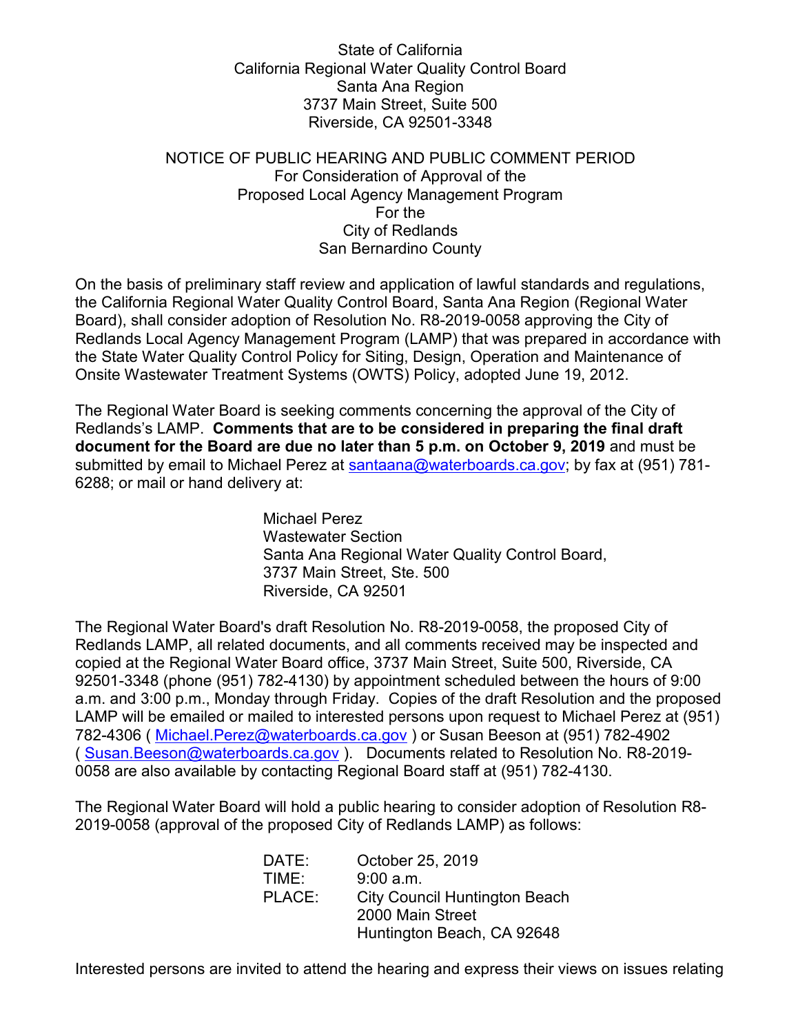State of California
California Regional Water Quality Control Board
Santa Ana Region
3737 Main Street, Suite 500
Riverside, CA 92501-3348

# NOTICE OF PUBLIC HEARING AND PUBLIC COMMENT PERIOD

## For Consideration of Approval of the Proposed Local Agency Management Program For the City of Redlands San Bernardino County

On the basis of preliminary staff review and application of lawful standards and regulations, the California Regional Water Quality Control Board, Santa Ana Region (Regional Water Board), shall consider adoption of Resolution No. R8-2019-0058 approving the City of Redlands Local Agency Management Program (LAMP) that was prepared in accordance with the State Water Quality Control Policy for Siting, Design, Operation and Maintenance of Onsite Wastewater Treatment Systems (OWTS) Policy, adopted June 19, 2012.

The Regional Water Board is seeking comments concerning the approval of the City of Redlands's LAMP. **Comments that are to be considered in preparing the final draft document for the Board are due no later than 5 p.m. on October 9, 2019** and must be submitted by email to Michael Perez at santaana@waterboards.ca.gov; by fax at (951) 781-6288; or mail or hand delivery at:

Michael Perez
Wastewater Section
Santa Ana Regional Water Quality Control Board,
3737 Main Street, Ste. 500
Riverside, CA 92501

The Regional Water Board's draft Resolution No. R8-2019-0058, the proposed City of Redlands LAMP, all related documents, and all comments received may be inspected and copied at the Regional Water Board office, 3737 Main Street, Suite 500, Riverside, CA 92501-3348 (phone (951) 782-4130) by appointment scheduled between the hours of 9:00 a.m. and 3:00 p.m., Monday through Friday. Copies of the draft Resolution and the proposed LAMP will be emailed or mailed to interested persons upon request to Michael Perez at (951) 782-4306 ( Michael.Perez@waterboards.ca.gov ) or Susan Beeson at (951) 782-4902 ( Susan.Beeson@waterboards.ca.gov ). Documents related to Resolution No. R8-2019-0058 are also available by contacting Regional Board staff at (951) 782-4130.

The Regional Water Board will hold a public hearing to consider adoption of Resolution R8-2019-0058 (approval of the proposed City of Redlands LAMP) as follows:

DATE: October 25, 2019
TIME: 9:00 a.m.
PLACE: City Council Huntington Beach
2000 Main Street
Huntington Beach, CA 92648

Interested persons are invited to attend the hearing and express their views on issues relating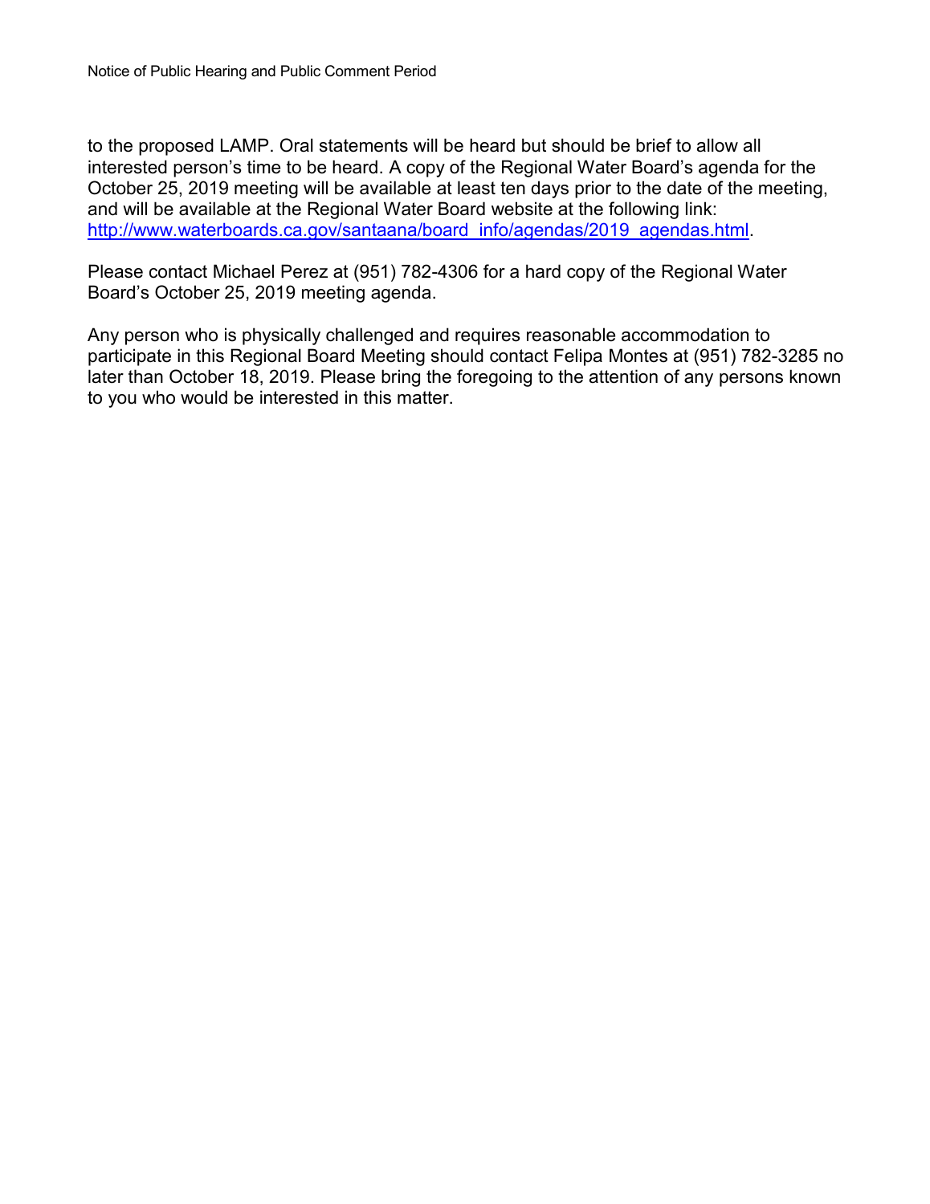to the proposed LAMP. Oral statements will be heard but should be brief to allow all interested person's time to be heard. A copy of the Regional Water Board's agenda for the October 25, 2019 meeting will be available at least ten days prior to the date of the meeting, and will be available at the Regional Water Board website at the following link: [http://www.waterboards.ca.gov/santaana/board_info/agendas/2019_agendas.html](http://www.waterboards.ca.gov/santaana/board_info/agendas/2019_agendas.html).

Please contact Michael Perez at (951) 782-4306 for a hard copy of the Regional Water Board's October 25, 2019 meeting agenda.

Any person who is physically challenged and requires reasonable accommodation to participate in this Regional Board Meeting should contact Felipa Montes at (951) 782-3285 no later than October 18, 2019. Please bring the foregoing to the attention of any persons known to you who would be interested in this matter.